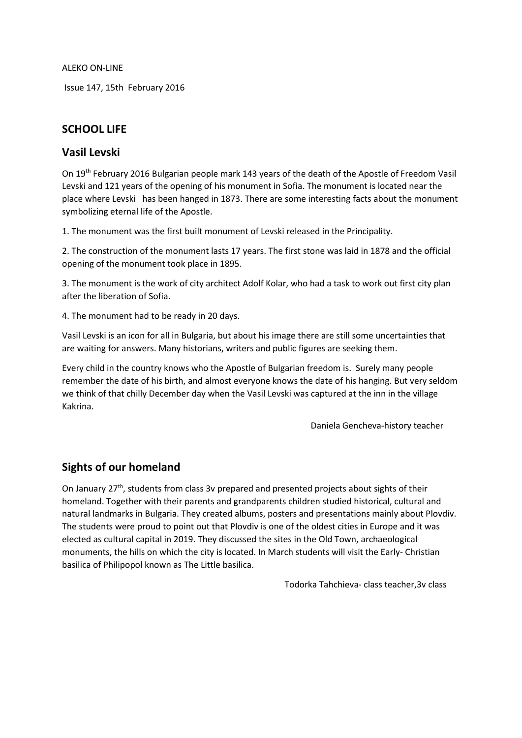ALEKO ON-LINE

Issue 147, 15th February 2016

## SCHOOL LIFE

## Vasil Levski

On 19th February 2016 Bulgarian people mark 143 years of the death of the Apostle of Freedom Vasil Levski and 121 years of the opening of his monument in Sofia. The monument is located near the place where Levski has been hanged in 1873. There are some interesting facts about the monument symbolizing eternal life of the Apostle.

1. The monument was the first built monument of Levski released in the Principality.

2. The construction of the monument lasts 17 years. The first stone was laid in 1878 and the official opening of the monument took place in 1895.

3. The monument is the work of city architect Adolf Kolar, who had a task to work out first city plan after the liberation of Sofia.

4. The monument had to be ready in 20 days.

Vasil Levski is an icon for all in Bulgaria, but about his image there are still some uncertainties that are waiting for answers. Many historians, writers and public figures are seeking them.

Every child in the country knows who the Apostle of Bulgarian freedom is. Surely many people remember the date of his birth, and almost everyone knows the date of his hanging. But very seldom we think of that chilly December day when the Vasil Levski was captured at the inn in the village Kakrina.

Daniela Gencheva-history teacher

## Sights of our homeland

On January 27th, students from class 3v prepared and presented projects about sights of their homeland. Together with their parents and grandparents children studied historical, cultural and natural landmarks in Bulgaria. They created albums, posters and presentations mainly about Plovdiv. The students were proud to point out that Plovdiv is one of the oldest cities in Europe and it was elected as cultural capital in 2019. They discussed the sites in the Old Town, archaeological monuments, the hills on which the city is located. In March students will visit the Early- Christian basilica of Philipopol known as The Little basilica.

Todorka Tahchieva- class teacher,3v class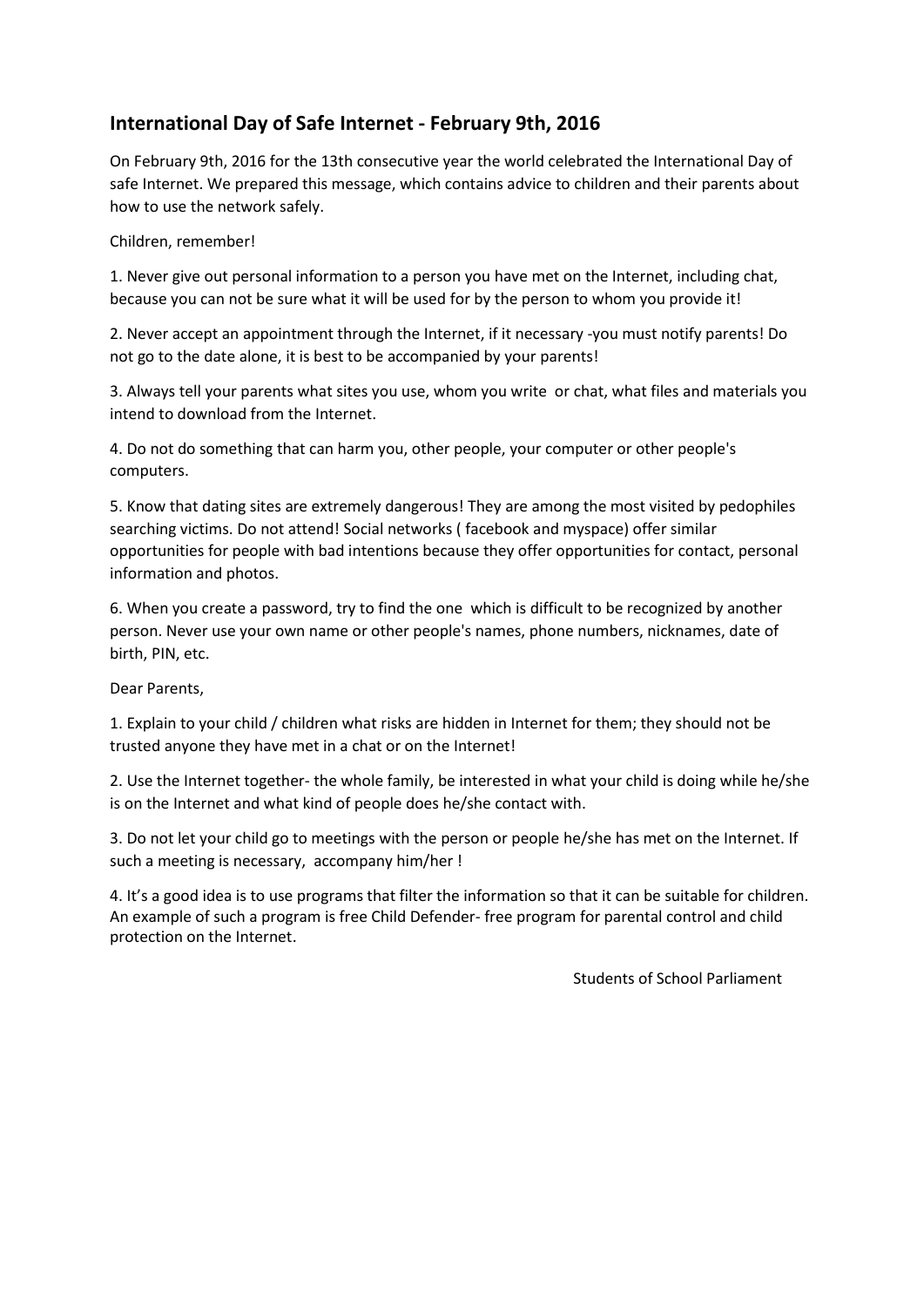## International Day of Safe Internet - February 9th, 2016

On February 9th, 2016 for the 13th consecutive year the world celebrated the International Day of safe Internet. We prepared this message, which contains advice to children and their parents about how to use the network safely.

Children, remember!

1. Never give out personal information to a person you have met on the Internet, including chat, because you can not be sure what it will be used for by the person to whom you provide it!

2. Never accept an appointment through the Internet, if it necessary -you must notify parents! Do not go to the date alone, it is best to be accompanied by your parents!

3. Always tell your parents what sites you use, whom you write or chat, what files and materials you intend to download from the Internet.

4. Do not do something that can harm you, other people, your computer or other people's computers.

5. Know that dating sites are extremely dangerous! They are among the most visited by pedophiles searching victims. Do not attend! Social networks ( facebook and myspace) offer similar opportunities for people with bad intentions because they offer opportunities for contact, personal information and photos.

6. When you create a password, try to find the one which is difficult to be recognized by another person. Never use your own name or other people's names, phone numbers, nicknames, date of birth, PIN, etc.

Dear Parents,

1. Explain to your child / children what risks are hidden in Internet for them; they should not be trusted anyone they have met in a chat or on the Internet!

2. Use the Internet together- the whole family, be interested in what your child is doing while he/she is on the Internet and what kind of people does he/she contact with.

3. Do not let your child go to meetings with the person or people he/she has met on the Internet. If such a meeting is necessary, accompany him/her !

4. It's a good idea is to use programs that filter the information so that it can be suitable for children. An example of such a program is free Child Defender- free program for parental control and child protection on the Internet.

Students of School Parliament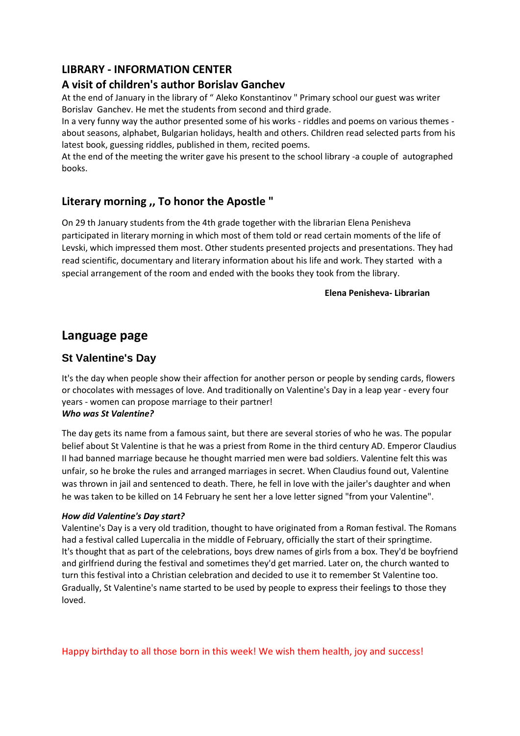## LIBRARY - INFORMATION CENTER

### A visit of children's author Borislav Ganchev

At the end of January in the library of " Aleko Konstantinov " Primary school our guest was writer Borislav Ganchev. He met the students from second and third grade.

In a very funny way the author presented some of his works - riddles and poems on various themes - about seasons, alphabet, Bulgarian holidays, health and others. Children read selected parts from his latest book, guessing riddles, published in them, recited poems.

At the end of the meeting the writer gave his present to the school library -a couple of autographed books.

### Literary morning ,, To honor the Apostle "

On 29 th January students from the 4th grade together with the librarian Elena Penisheva participated in literary morning in which most of them told or read certain moments of the life of Levski, which impressed them most. Other students presented projects and presentations. They had read scientific, documentary and literary information about his life and work. They started with a special arrangement of the room and ended with the books they took from the library.

**Elena Penisheva- Librarian**

## Language page

### St Valentine's Day

It's the day when people show their affection for another person or people by sending cards, flowers or chocolates with messages of love. And traditionally on Valentine's Day in a leap year - every four years - women can propose marriage to their partner!

***Who was St Valentine?***

The day gets its name from a famous saint, but there are several stories of who he was. The popular belief about St Valentine is that he was a priest from Rome in the third century AD. Emperor Claudius II had banned marriage because he thought married men were bad soldiers. Valentine felt this was unfair, so he broke the rules and arranged marriages in secret. When Claudius found out, Valentine was thrown in jail and sentenced to death. There, he fell in love with the jailer's daughter and when he was taken to be killed on 14 February he sent her a love letter signed "from your Valentine".

***How did Valentine's Day start?***

Valentine's Day is a very old tradition, thought to have originated from a Roman festival. The Romans had a festival called Lupercalia in the middle of February, officially the start of their springtime. It's thought that as part of the celebrations, boys drew names of girls from a box. They'd be boyfriend and girlfriend during the festival and sometimes they'd get married. Later on, the church wanted to turn this festival into a Christian celebration and decided to use it to remember St Valentine too. Gradually, St Valentine's name started to be used by people to express their feelings to those they loved.

Happy birthday to all those born in this week! We wish them health, joy and success!